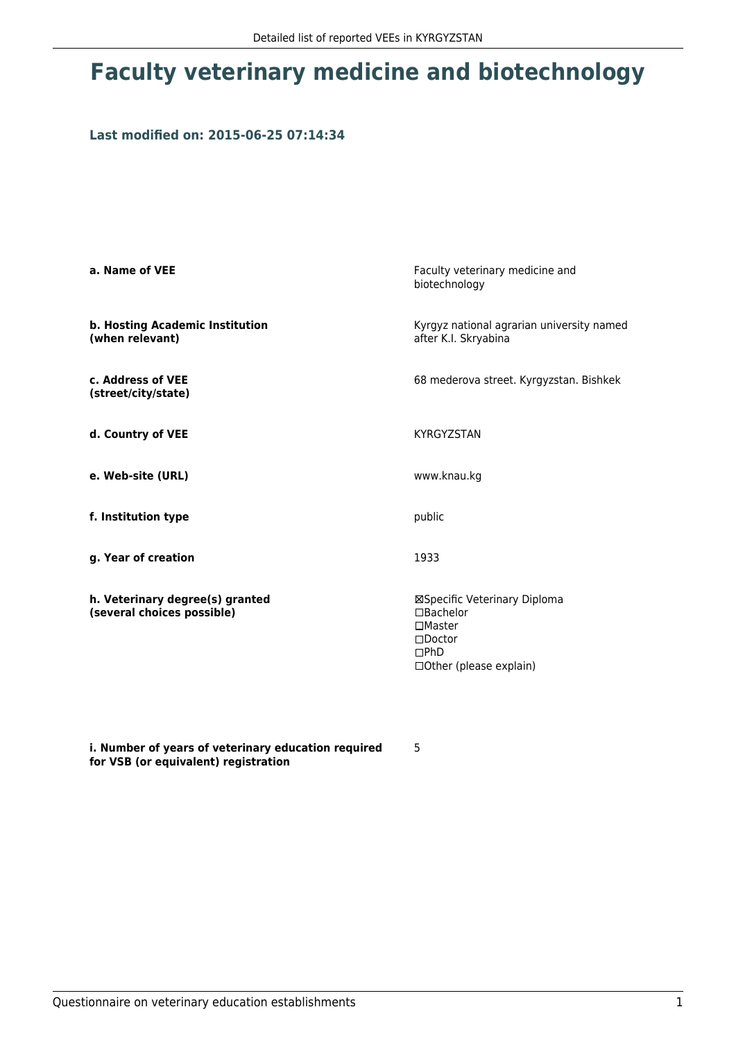# Faculty veterinary medicine and biotechnology

### Last modified on: 2015-06-25 07:14:34

| | |
|---|---|
| **a. Name of VEE** | Faculty veterinary medicine and biotechnology |
| **b. Hosting Academic Institution (when relevant)** | Kyrgyz national agrarian university named after K.I. Skryabina |
| **c. Address of VEE (street/city/state)** | 68 mederova street. Kyrgyzstan. Bishkek |
| **d. Country of VEE** | KYRGYZSTAN |
| **e. Web-site (URL)** | www.knau.kg |
| **f. Institution type** | public |
| **g. Year of creation** | 1933 |
| **h. Veterinary degree(s) granted (several choices possible)** | ☒Specific Veterinary Diploma<br>☐Bachelor<br>☐Master<br>☐Doctor<br>☐PhD<br>☐Other (please explain) |
| **i. Number of years of veterinary education required for VSB (or equivalent) registration** | 5 |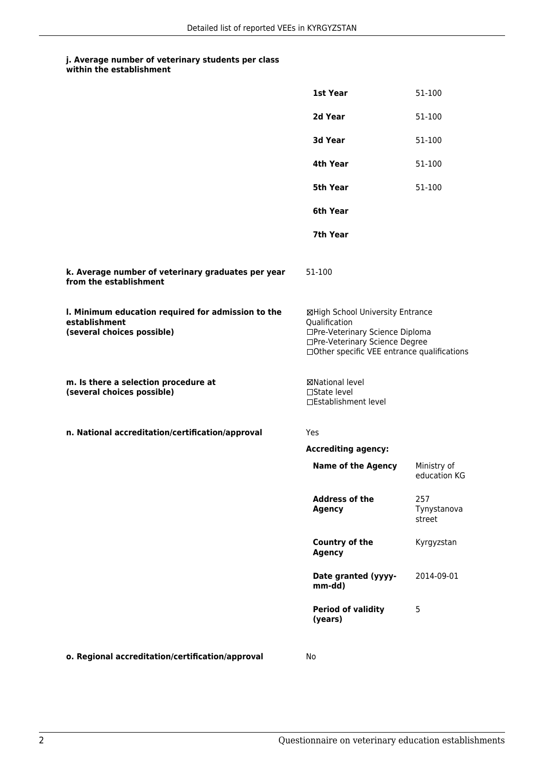**j. Average number of veterinary students per class within the establishment**

| | |
|---|---|
| **1st Year** | 51-100 |
| **2d Year** | 51-100 |
| **3d Year** | 51-100 |
| **4th Year** | 51-100 |
| **5th Year** | 51-100 |
| **6th Year** | |
| **7th Year** | |

**k. Average number of veterinary graduates per year from the establishment**

51-100

**l. Minimum education required for admission to the establishment (several choices possible)**

☒High School University Entrance Qualification
☐Pre-Veterinary Science Diploma
☐Pre-Veterinary Science Degree
☐Other specific VEE entrance qualifications

**m. Is there a selection procedure at (several choices possible)**

☒National level
☐State level
☐Establishment level

**n. National accreditation/certification/approval**

Yes

**Accrediting agency:**

| | |
|---|---|
| **Name of the Agency** | Ministry of education KG |
| **Address of the Agency** | 257 Tynystanova street |
| **Country of the Agency** | Kyrgyzstan |
| **Date granted (yyyy-mm-dd)** | 2014-09-01 |
| **Period of validity (years)** | 5 |

**o. Regional accreditation/certification/approval**

No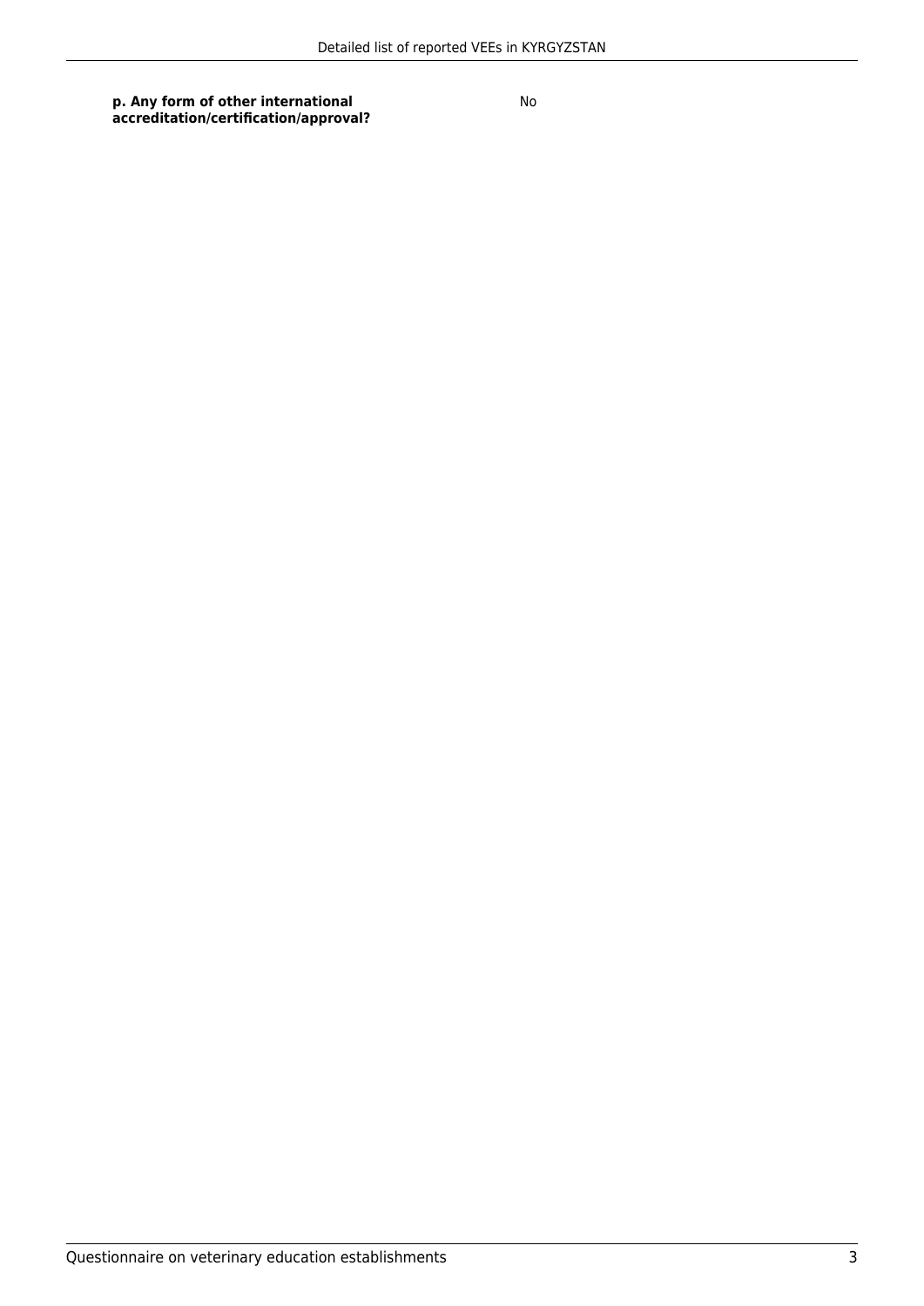| | |
|---|---|
| **p. Any form of other international accreditation/certification/approval?** | No |